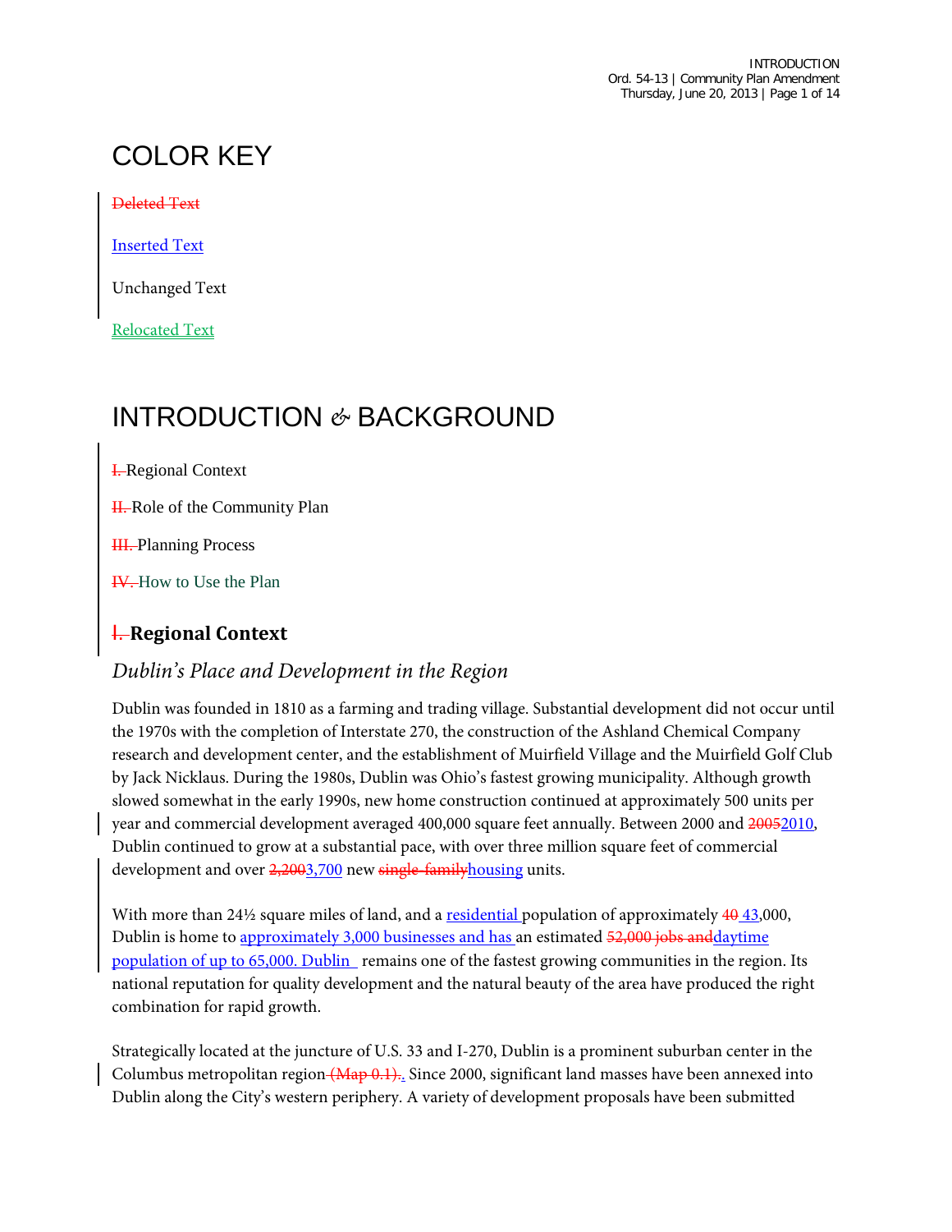# COLOR KEY

~~Deleted Text~~

Inserted Text

Unchanged Text

Relocated Text

# INTRODUCTION & BACKGROUND

~~I.~~ Regional Context

~~II.~~ Role of the Community Plan

~~III.~~ Planning Process

~~IV.~~ How to Use the Plan

## ~~I.~~ Regional Context

### *Dublin's Place and Development in the Region*

Dublin was founded in 1810 as a farming and trading village. Substantial development did not occur until the 1970s with the completion of Interstate 270, the construction of the Ashland Chemical Company research and development center, and the establishment of Muirfield Village and the Muirfield Golf Club by Jack Nicklaus. During the 1980s, Dublin was Ohio's fastest growing municipality. Although growth slowed somewhat in the early 1990s, new home construction continued at approximately 500 units per year and commercial development averaged 400,000 square feet annually. Between 2000 and ~~2005~~2010, Dublin continued to grow at a substantial pace, with over three million square feet of commercial development and over ~~2,200~~3,700 new ~~single-family~~housing units.

With more than 24½ square miles of land, and a residential population of approximately ~~40~~ 43,000, Dublin is home to approximately 3,000 businesses and has an estimated ~~52,000 jobs and~~daytime population of up to 65,000. Dublin remains one of the fastest growing communities in the region. Its national reputation for quality development and the natural beauty of the area have produced the right combination for rapid growth.

Strategically located at the juncture of U.S. 33 and I-270, Dublin is a prominent suburban center in the Columbus metropolitan region ~~(Map 0.1).~~. Since 2000, significant land masses have been annexed into Dublin along the City's western periphery. A variety of development proposals have been submitted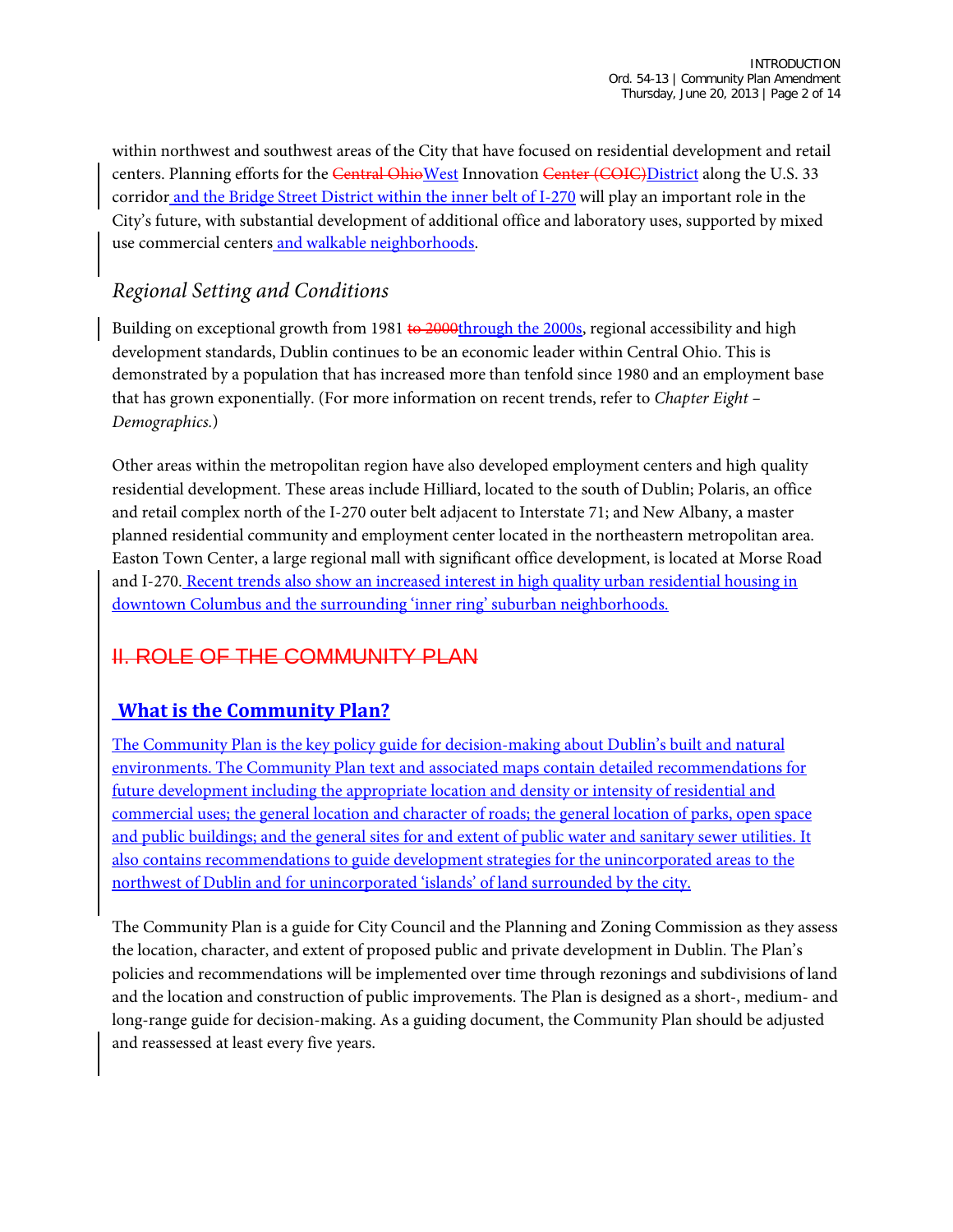within northwest and southwest areas of the City that have focused on residential development and retail centers. Planning efforts for the ~~Central Ohio~~West Innovation ~~Center (COIC)~~District along the U.S. 33 corridor and the Bridge Street District within the inner belt of I-270 will play an important role in the City's future, with substantial development of additional office and laboratory uses, supported by mixed use commercial centers and walkable neighborhoods.

## *Regional Setting and Conditions*

Building on exceptional growth from 1981 ~~to 2000~~through the 2000s, regional accessibility and high development standards, Dublin continues to be an economic leader within Central Ohio. This is demonstrated by a population that has increased more than tenfold since 1980 and an employment base that has grown exponentially. (For more information on recent trends, refer to *Chapter Eight – Demographics.*)

Other areas within the metropolitan region have also developed employment centers and high quality residential development. These areas include Hilliard, located to the south of Dublin; Polaris, an office and retail complex north of the I-270 outer belt adjacent to Interstate 71; and New Albany, a master planned residential community and employment center located in the northeastern metropolitan area. Easton Town Center, a large regional mall with significant office development, is located at Morse Road and I-270. Recent trends also show an increased interest in high quality urban residential housing in downtown Columbus and the surrounding 'inner ring' suburban neighborhoods.

# ~~II. ROLE OF THE COMMUNITY PLAN~~

## **What is the Community Plan?**

The Community Plan is the key policy guide for decision-making about Dublin's built and natural environments. The Community Plan text and associated maps contain detailed recommendations for future development including the appropriate location and density or intensity of residential and commercial uses; the general location and character of roads; the general location of parks, open space and public buildings; and the general sites for and extent of public water and sanitary sewer utilities. It also contains recommendations to guide development strategies for the unincorporated areas to the northwest of Dublin and for unincorporated 'islands' of land surrounded by the city.

The Community Plan is a guide for City Council and the Planning and Zoning Commission as they assess the location, character, and extent of proposed public and private development in Dublin. The Plan's policies and recommendations will be implemented over time through rezonings and subdivisions of land and the location and construction of public improvements. The Plan is designed as a short-, medium- and long-range guide for decision-making. As a guiding document, the Community Plan should be adjusted and reassessed at least every five years.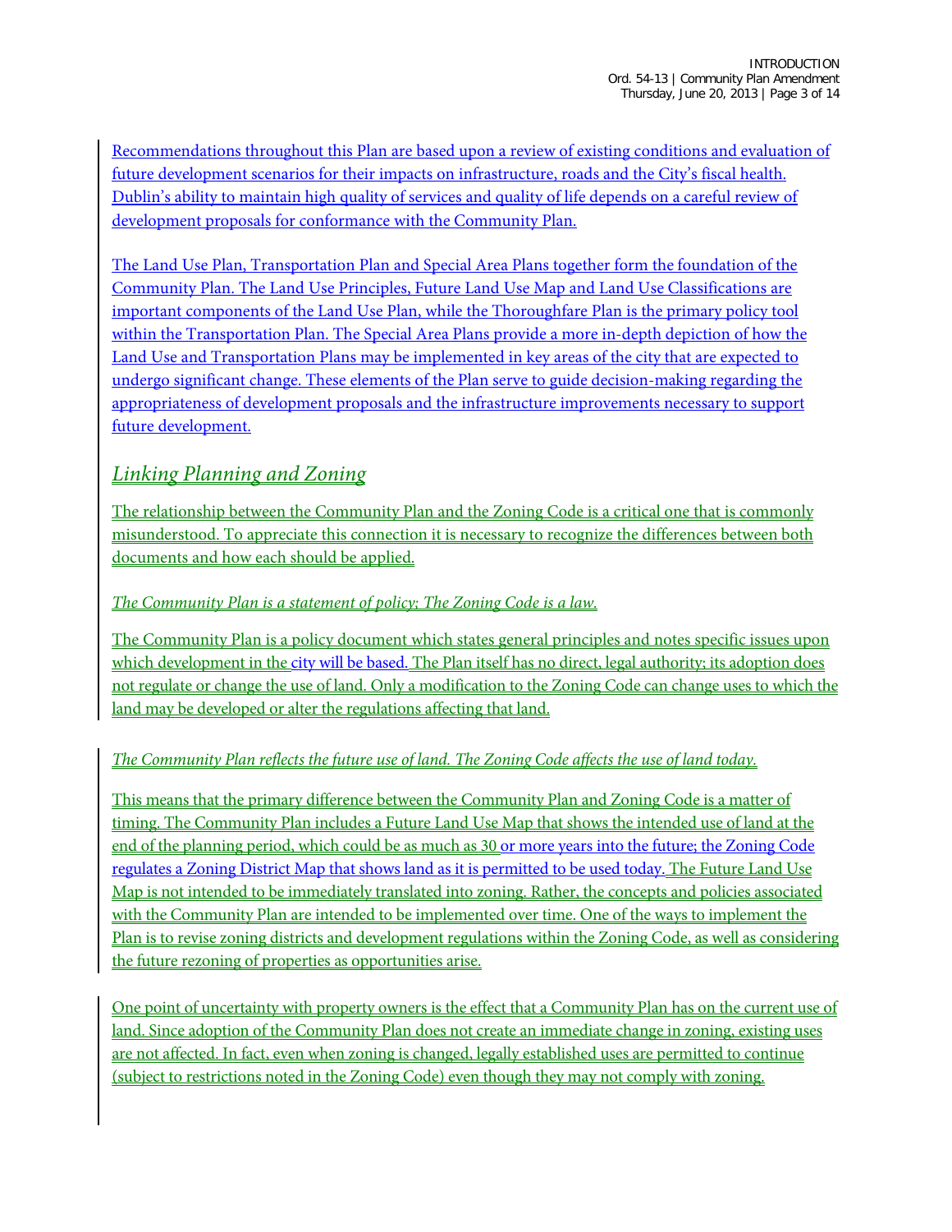Recommendations throughout this Plan are based upon a review of existing conditions and evaluation of future development scenarios for their impacts on infrastructure, roads and the City's fiscal health. Dublin's ability to maintain high quality of services and quality of life depends on a careful review of development proposals for conformance with the Community Plan.

The Land Use Plan, Transportation Plan and Special Area Plans together form the foundation of the Community Plan. The Land Use Principles, Future Land Use Map and Land Use Classifications are important components of the Land Use Plan, while the Thoroughfare Plan is the primary policy tool within the Transportation Plan. The Special Area Plans provide a more in-depth depiction of how the Land Use and Transportation Plans may be implemented in key areas of the city that are expected to undergo significant change. These elements of the Plan serve to guide decision-making regarding the appropriateness of development proposals and the infrastructure improvements necessary to support future development.

## *Linking Planning and Zoning*

The relationship between the Community Plan and the Zoning Code is a critical one that is commonly misunderstood. To appreciate this connection it is necessary to recognize the differences between both documents and how each should be applied.

*The Community Plan is a statement of policy; The Zoning Code is a law.*

The Community Plan is a policy document which states general principles and notes specific issues upon which development in the city will be based. The Plan itself has no direct, legal authority; its adoption does not regulate or change the use of land. Only a modification to the Zoning Code can change uses to which the land may be developed or alter the regulations affecting that land.

*The Community Plan reflects the future use of land. The Zoning Code affects the use of land today.*

This means that the primary difference between the Community Plan and Zoning Code is a matter of timing. The Community Plan includes a Future Land Use Map that shows the intended use of land at the end of the planning period, which could be as much as 30 or more years into the future; the Zoning Code regulates a Zoning District Map that shows land as it is permitted to be used today. The Future Land Use Map is not intended to be immediately translated into zoning. Rather, the concepts and policies associated with the Community Plan are intended to be implemented over time. One of the ways to implement the Plan is to revise zoning districts and development regulations within the Zoning Code, as well as considering the future rezoning of properties as opportunities arise.

One point of uncertainty with property owners is the effect that a Community Plan has on the current use of land. Since adoption of the Community Plan does not create an immediate change in zoning, existing uses are not affected. In fact, even when zoning is changed, legally established uses are permitted to continue (subject to restrictions noted in the Zoning Code) even though they may not comply with zoning.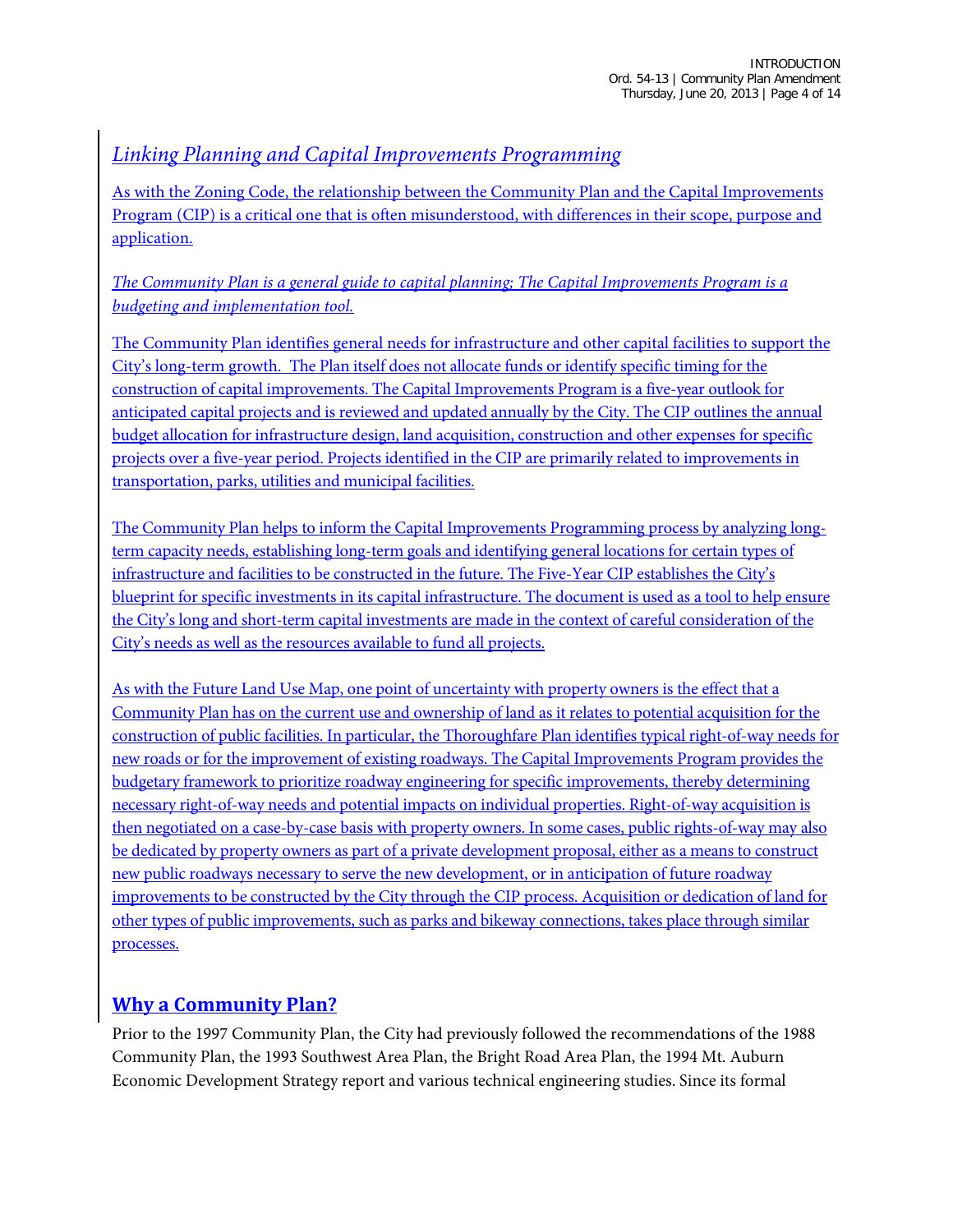## *Linking Planning and Capital Improvements Programming*

As with the Zoning Code, the relationship between the Community Plan and the Capital Improvements Program (CIP) is a critical one that is often misunderstood, with differences in their scope, purpose and application.

*The Community Plan is a general guide to capital planning; The Capital Improvements Program is a budgeting and implementation tool.*

The Community Plan identifies general needs for infrastructure and other capital facilities to support the City's long-term growth. The Plan itself does not allocate funds or identify specific timing for the construction of capital improvements. The Capital Improvements Program is a five-year outlook for anticipated capital projects and is reviewed and updated annually by the City. The CIP outlines the annual budget allocation for infrastructure design, land acquisition, construction and other expenses for specific projects over a five-year period. Projects identified in the CIP are primarily related to improvements in transportation, parks, utilities and municipal facilities.

The Community Plan helps to inform the Capital Improvements Programming process by analyzing long-term capacity needs, establishing long-term goals and identifying general locations for certain types of infrastructure and facilities to be constructed in the future. The Five-Year CIP establishes the City's blueprint for specific investments in its capital infrastructure. The document is used as a tool to help ensure the City's long and short-term capital investments are made in the context of careful consideration of the City's needs as well as the resources available to fund all projects.

As with the Future Land Use Map, one point of uncertainty with property owners is the effect that a Community Plan has on the current use and ownership of land as it relates to potential acquisition for the construction of public facilities. In particular, the Thoroughfare Plan identifies typical right-of-way needs for new roads or for the improvement of existing roadways. The Capital Improvements Program provides the budgetary framework to prioritize roadway engineering for specific improvements, thereby determining necessary right-of-way needs and potential impacts on individual properties. Right-of-way acquisition is then negotiated on a case-by-case basis with property owners. In some cases, public rights-of-way may also be dedicated by property owners as part of a private development proposal, either as a means to construct new public roadways necessary to serve the new development, or in anticipation of future roadway improvements to be constructed by the City through the CIP process. Acquisition or dedication of land for other types of public improvements, such as parks and bikeway connections, takes place through similar processes.

## **Why a Community Plan?**

Prior to the 1997 Community Plan, the City had previously followed the recommendations of the 1988 Community Plan, the 1993 Southwest Area Plan, the Bright Road Area Plan, the 1994 Mt. Auburn Economic Development Strategy report and various technical engineering studies. Since its formal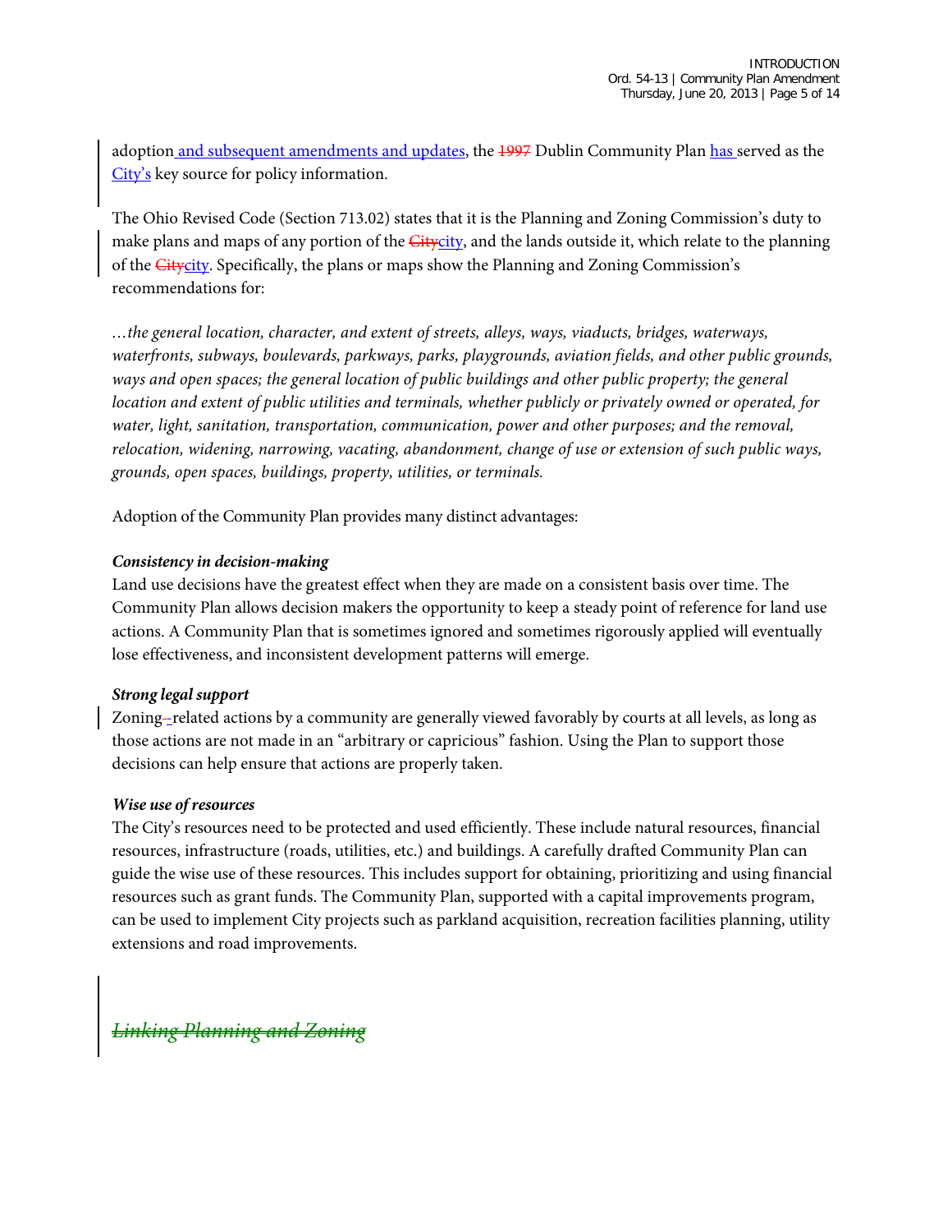adoption and subsequent amendments and updates, the 1997 Dublin Community Plan has served as the City's key source for policy information.

The Ohio Revised Code (Section 713.02) states that it is the Planning and Zoning Commission's duty to make plans and maps of any portion of the Citycity, and the lands outside it, which relate to the planning of the Citycity. Specifically, the plans or maps show the Planning and Zoning Commission's recommendations for:

*…the general location, character, and extent of streets, alleys, ways, viaducts, bridges, waterways, waterfronts, subways, boulevards, parkways, parks, playgrounds, aviation fields, and other public grounds, ways and open spaces; the general location of public buildings and other public property; the general location and extent of public utilities and terminals, whether publicly or privately owned or operated, for water, light, sanitation, transportation, communication, power and other purposes; and the removal, relocation, widening, narrowing, vacating, abandonment, change of use or extension of such public ways, grounds, open spaces, buildings, property, utilities, or terminals.*

Adoption of the Community Plan provides many distinct advantages:

***Consistency in decision-making***

Land use decisions have the greatest effect when they are made on a consistent basis over time. The Community Plan allows decision makers the opportunity to keep a steady point of reference for land use actions. A Community Plan that is sometimes ignored and sometimes rigorously applied will eventually lose effectiveness, and inconsistent development patterns will emerge.

***Strong legal support***

Zoning--related actions by a community are generally viewed favorably by courts at all levels, as long as those actions are not made in an "arbitrary or capricious" fashion. Using the Plan to support those decisions can help ensure that actions are properly taken.

***Wise use of resources***

The City's resources need to be protected and used efficiently. These include natural resources, financial resources, infrastructure (roads, utilities, etc.) and buildings. A carefully drafted Community Plan can guide the wise use of these resources. This includes support for obtaining, prioritizing and using financial resources such as grant funds. The Community Plan, supported with a capital improvements program, can be used to implement City projects such as parkland acquisition, recreation facilities planning, utility extensions and road improvements.

## *~~Linking Planning and Zoning~~*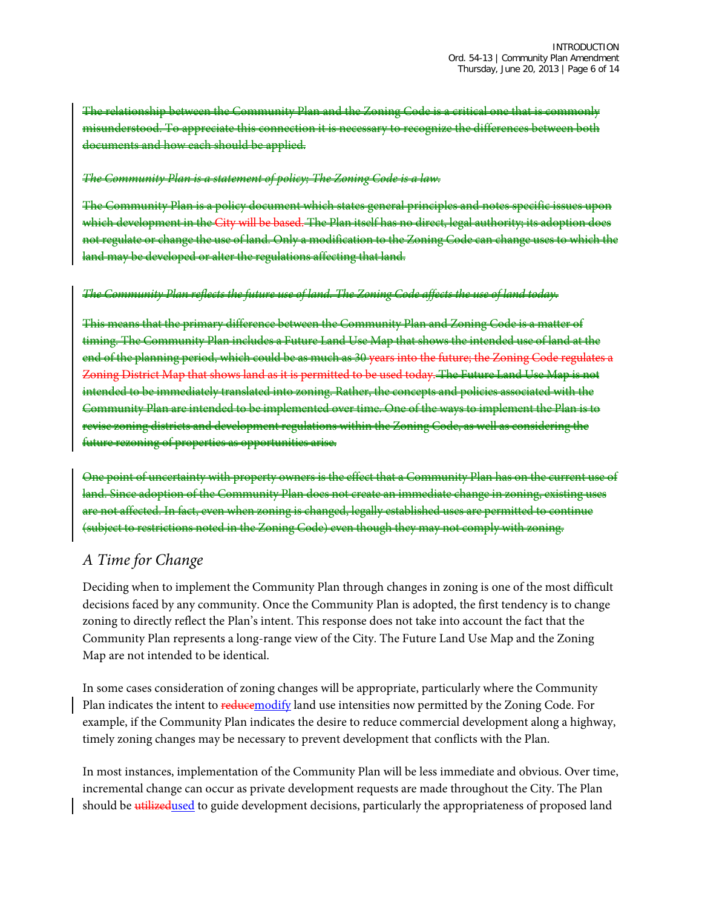~~The relationship between the Community Plan and the Zoning Code is a critical one that is commonly misunderstood. To appreciate this connection it is necessary to recognize the differences between both documents and how each should be applied.~~

~~*The Community Plan is a statement of policy; The Zoning Code is a law.*~~

~~The Community Plan is a policy document which states general principles and notes specific issues upon which development in the City will be based. The Plan itself has no direct, legal authority; its adoption does not regulate or change the use of land. Only a modification to the Zoning Code can change uses to which the land may be developed or alter the regulations affecting that land.~~

~~*The Community Plan reflects the future use of land. The Zoning Code affects the use of land today.*~~

~~This means that the primary difference between the Community Plan and Zoning Code is a matter of timing. The Community Plan includes a Future Land Use Map that shows the intended use of land at the end of the planning period, which could be as much as 30 years into the future; the Zoning Code regulates a Zoning District Map that shows land as it is permitted to be used today. The Future Land Use Map is not intended to be immediately translated into zoning. Rather, the concepts and policies associated with the Community Plan are intended to be implemented over time. One of the ways to implement the Plan is to revise zoning districts and development regulations within the Zoning Code, as well as considering the future rezoning of properties as opportunities arise.~~

~~One point of uncertainty with property owners is the effect that a Community Plan has on the current use of land. Since adoption of the Community Plan does not create an immediate change in zoning, existing uses are not affected. In fact, even when zoning is changed, legally established uses are permitted to continue (subject to restrictions noted in the Zoning Code) even though they may not comply with zoning.~~

## *A Time for Change*

Deciding when to implement the Community Plan through changes in zoning is one of the most difficult decisions faced by any community. Once the Community Plan is adopted, the first tendency is to change zoning to directly reflect the Plan's intent. This response does not take into account the fact that the Community Plan represents a long-range view of the City. The Future Land Use Map and the Zoning Map are not intended to be identical.

In some cases consideration of zoning changes will be appropriate, particularly where the Community Plan indicates the intent to ~~reduce~~<u>modify</u> land use intensities now permitted by the Zoning Code. For example, if the Community Plan indicates the desire to reduce commercial development along a highway, timely zoning changes may be necessary to prevent development that conflicts with the Plan.

In most instances, implementation of the Community Plan will be less immediate and obvious. Over time, incremental change can occur as private development requests are made throughout the City. The Plan should be ~~utilized~~<u>used</u> to guide development decisions, particularly the appropriateness of proposed land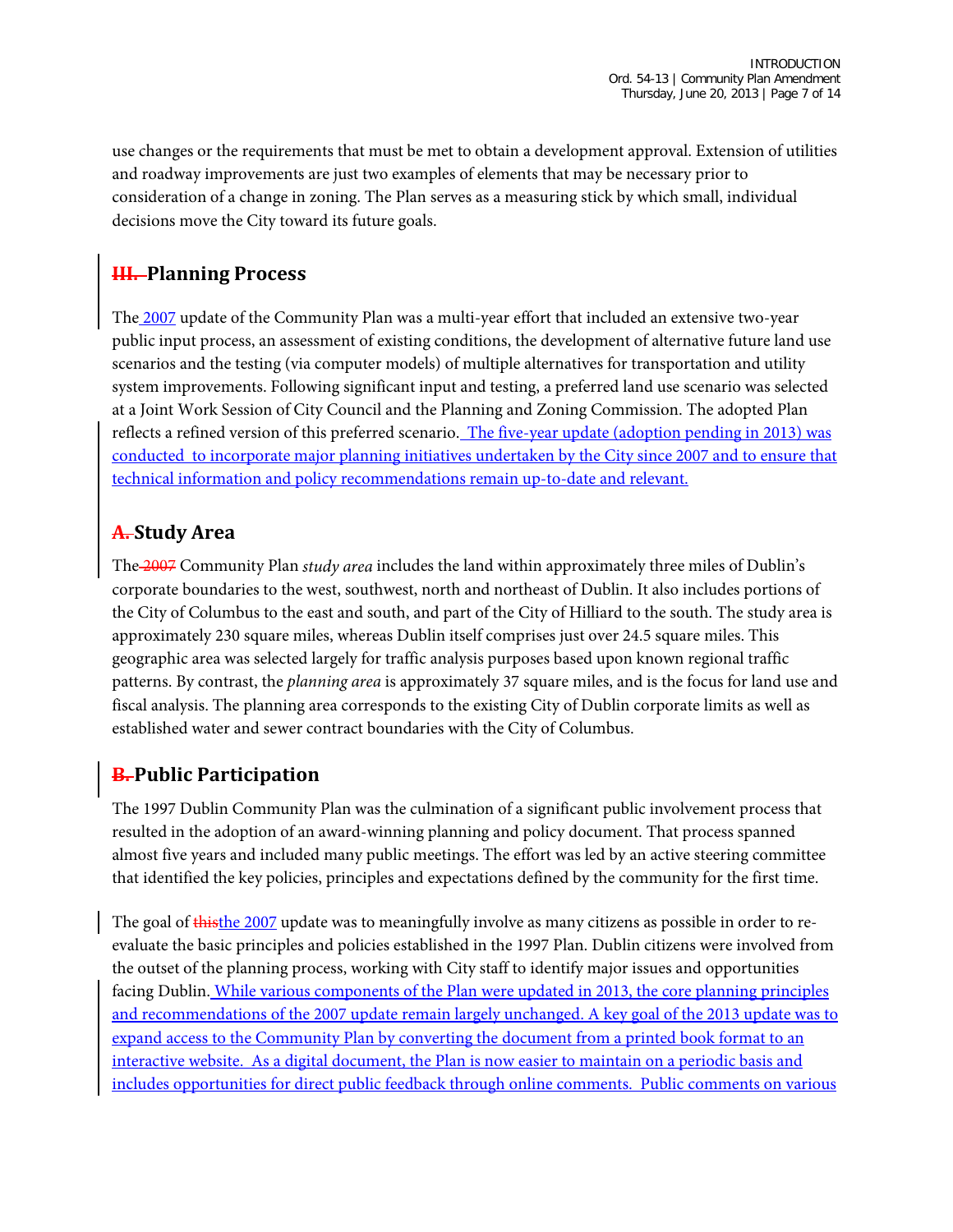use changes or the requirements that must be met to obtain a development approval. Extension of utilities and roadway improvements are just two examples of elements that may be necessary prior to consideration of a change in zoning. The Plan serves as a measuring stick by which small, individual decisions move the City toward its future goals.

## ~~III.~~ Planning Process

The 2007 update of the Community Plan was a multi-year effort that included an extensive two-year public input process, an assessment of existing conditions, the development of alternative future land use scenarios and the testing (via computer models) of multiple alternatives for transportation and utility system improvements. Following significant input and testing, a preferred land use scenario was selected at a Joint Work Session of City Council and the Planning and Zoning Commission. The adopted Plan reflects a refined version of this preferred scenario. The five-year update (adoption pending in 2013) was conducted to incorporate major planning initiatives undertaken by the City since 2007 and to ensure that technical information and policy recommendations remain up-to-date and relevant.

### ~~A.~~ Study Area

The ~~2007~~ Community Plan *study area* includes the land within approximately three miles of Dublin's corporate boundaries to the west, southwest, north and northeast of Dublin. It also includes portions of the City of Columbus to the east and south, and part of the City of Hilliard to the south. The study area is approximately 230 square miles, whereas Dublin itself comprises just over 24.5 square miles. This geographic area was selected largely for traffic analysis purposes based upon known regional traffic patterns. By contrast, the *planning area* is approximately 37 square miles, and is the focus for land use and fiscal analysis. The planning area corresponds to the existing City of Dublin corporate limits as well as established water and sewer contract boundaries with the City of Columbus.

### ~~B.~~ Public Participation

The 1997 Dublin Community Plan was the culmination of a significant public involvement process that resulted in the adoption of an award-winning planning and policy document. That process spanned almost five years and included many public meetings. The effort was led by an active steering committee that identified the key policies, principles and expectations defined by the community for the first time.

The goal of ~~this~~the 2007 update was to meaningfully involve as many citizens as possible in order to re-evaluate the basic principles and policies established in the 1997 Plan. Dublin citizens were involved from the outset of the planning process, working with City staff to identify major issues and opportunities facing Dublin. While various components of the Plan were updated in 2013, the core planning principles and recommendations of the 2007 update remain largely unchanged. A key goal of the 2013 update was to expand access to the Community Plan by converting the document from a printed book format to an interactive website. As a digital document, the Plan is now easier to maintain on a periodic basis and includes opportunities for direct public feedback through online comments. Public comments on various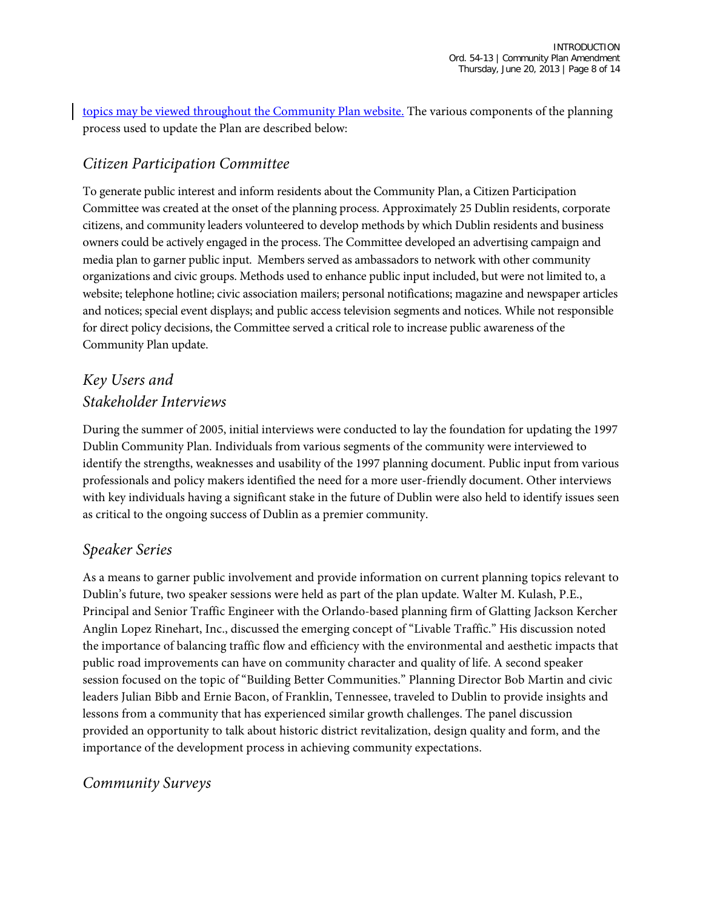topics may be viewed throughout the Community Plan website. The various components of the planning process used to update the Plan are described below:

### *Citizen Participation Committee*

To generate public interest and inform residents about the Community Plan, a Citizen Participation Committee was created at the onset of the planning process. Approximately 25 Dublin residents, corporate citizens, and community leaders volunteered to develop methods by which Dublin residents and business owners could be actively engaged in the process. The Committee developed an advertising campaign and media plan to garner public input. Members served as ambassadors to network with other community organizations and civic groups. Methods used to enhance public input included, but were not limited to, a website; telephone hotline; civic association mailers; personal notifications; magazine and newspaper articles and notices; special event displays; and public access television segments and notices. While not responsible for direct policy decisions, the Committee served a critical role to increase public awareness of the Community Plan update.

### *Key Users and Stakeholder Interviews*

During the summer of 2005, initial interviews were conducted to lay the foundation for updating the 1997 Dublin Community Plan. Individuals from various segments of the community were interviewed to identify the strengths, weaknesses and usability of the 1997 planning document. Public input from various professionals and policy makers identified the need for a more user-friendly document. Other interviews with key individuals having a significant stake in the future of Dublin were also held to identify issues seen as critical to the ongoing success of Dublin as a premier community.

### *Speaker Series*

As a means to garner public involvement and provide information on current planning topics relevant to Dublin's future, two speaker sessions were held as part of the plan update. Walter M. Kulash, P.E., Principal and Senior Traffic Engineer with the Orlando-based planning firm of Glatting Jackson Kercher Anglin Lopez Rinehart, Inc., discussed the emerging concept of "Livable Traffic." His discussion noted the importance of balancing traffic flow and efficiency with the environmental and aesthetic impacts that public road improvements can have on community character and quality of life. A second speaker session focused on the topic of "Building Better Communities." Planning Director Bob Martin and civic leaders Julian Bibb and Ernie Bacon, of Franklin, Tennessee, traveled to Dublin to provide insights and lessons from a community that has experienced similar growth challenges. The panel discussion provided an opportunity to talk about historic district revitalization, design quality and form, and the importance of the development process in achieving community expectations.

### *Community Surveys*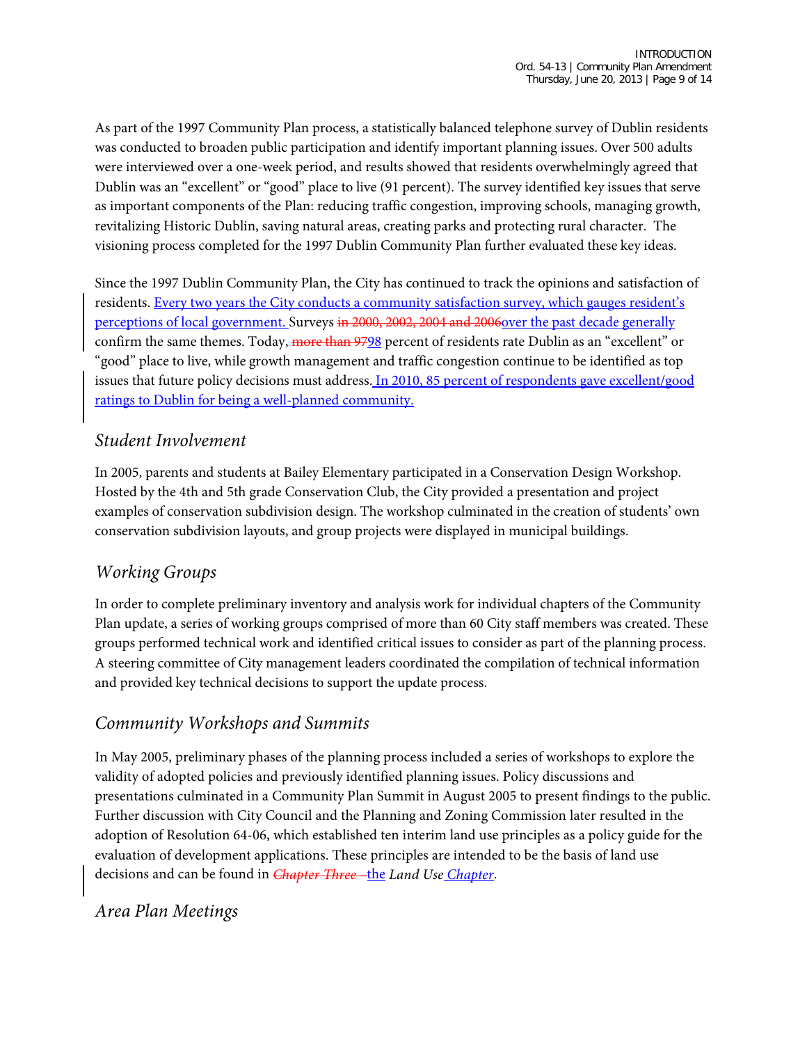As part of the 1997 Community Plan process, a statistically balanced telephone survey of Dublin residents was conducted to broaden public participation and identify important planning issues. Over 500 adults were interviewed over a one-week period, and results showed that residents overwhelmingly agreed that Dublin was an "excellent" or "good" place to live (91 percent). The survey identified key issues that serve as important components of the Plan: reducing traffic congestion, improving schools, managing growth, revitalizing Historic Dublin, saving natural areas, creating parks and protecting rural character. The visioning process completed for the 1997 Dublin Community Plan further evaluated these key ideas.

Since the 1997 Dublin Community Plan, the City has continued to track the opinions and satisfaction of residents. Every two years the City conducts a community satisfaction survey, which gauges resident's perceptions of local government. Surveys ~~in 2000, 2002, 2004 and 2006~~over the past decade generally confirm the same themes. Today, ~~more than 97~~98 percent of residents rate Dublin as an "excellent" or "good" place to live, while growth management and traffic congestion continue to be identified as top issues that future policy decisions must address. In 2010, 85 percent of respondents gave excellent/good ratings to Dublin for being a well-planned community.

### *Student Involvement*

In 2005, parents and students at Bailey Elementary participated in a Conservation Design Workshop. Hosted by the 4th and 5th grade Conservation Club, the City provided a presentation and project examples of conservation subdivision design. The workshop culminated in the creation of students' own conservation subdivision layouts, and group projects were displayed in municipal buildings.

### *Working Groups*

In order to complete preliminary inventory and analysis work for individual chapters of the Community Plan update, a series of working groups comprised of more than 60 City staff members was created. These groups performed technical work and identified critical issues to consider as part of the planning process. A steering committee of City management leaders coordinated the compilation of technical information and provided key technical decisions to support the update process.

### *Community Workshops and Summits*

In May 2005, preliminary phases of the planning process included a series of workshops to explore the validity of adopted policies and previously identified planning issues. Policy discussions and presentations culminated in a Community Plan Summit in August 2005 to present findings to the public. Further discussion with City Council and the Planning and Zoning Commission later resulted in the adoption of Resolution 64-06, which established ten interim land use principles as a policy guide for the evaluation of development applications. These principles are intended to be the basis of land use decisions and can be found in ~~*Chapter Three –*~~the *Land Use Chapter*.

### *Area Plan Meetings*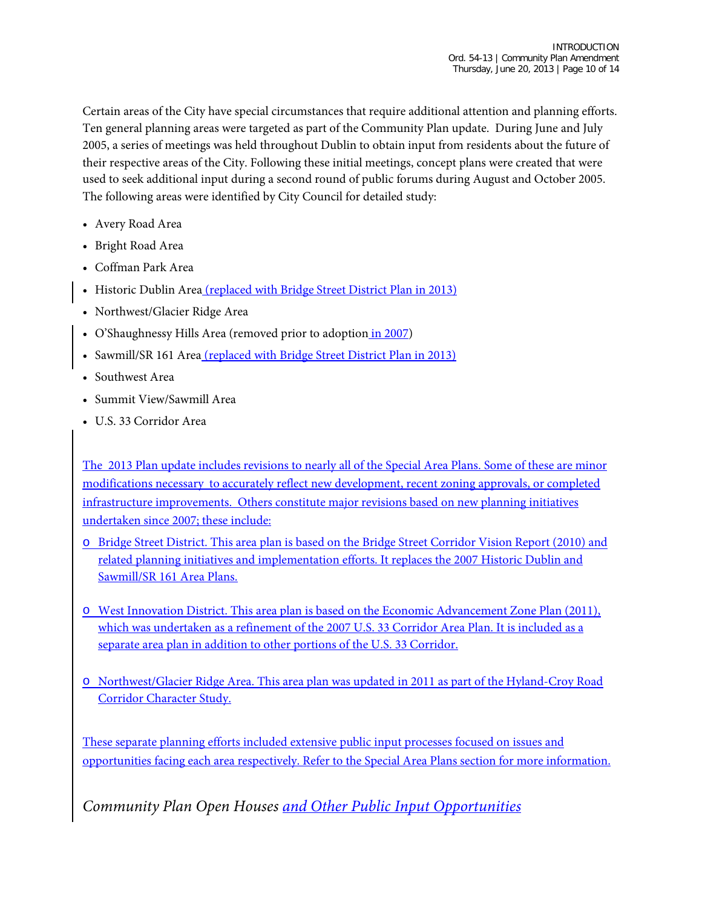Certain areas of the City have special circumstances that require additional attention and planning efforts. Ten general planning areas were targeted as part of the Community Plan update. During June and July 2005, a series of meetings was held throughout Dublin to obtain input from residents about the future of their respective areas of the City. Following these initial meetings, concept plans were created that were used to seek additional input during a second round of public forums during August and October 2005. The following areas were identified by City Council for detailed study:

- Avery Road Area
- Bright Road Area
- Coffman Park Area
- Historic Dublin Area (replaced with Bridge Street District Plan in 2013)
- Northwest/Glacier Ridge Area
- O'Shaughnessy Hills Area (removed prior to adoption in 2007)
- Sawmill/SR 161 Area (replaced with Bridge Street District Plan in 2013)
- Southwest Area
- Summit View/Sawmill Area
- U.S. 33 Corridor Area

The 2013 Plan update includes revisions to nearly all of the Special Area Plans. Some of these are minor modifications necessary to accurately reflect new development, recent zoning approvals, or completed infrastructure improvements. Others constitute major revisions based on new planning initiatives undertaken since 2007; these include:

- Bridge Street District. This area plan is based on the Bridge Street Corridor Vision Report (2010) and related planning initiatives and implementation efforts. It replaces the 2007 Historic Dublin and Sawmill/SR 161 Area Plans.

- West Innovation District. This area plan is based on the Economic Advancement Zone Plan (2011), which was undertaken as a refinement of the 2007 U.S. 33 Corridor Area Plan. It is included as a separate area plan in addition to other portions of the U.S. 33 Corridor.

- Northwest/Glacier Ridge Area. This area plan was updated in 2011 as part of the Hyland-Croy Road Corridor Character Study.

These separate planning efforts included extensive public input processes focused on issues and opportunities facing each area respectively. Refer to the Special Area Plans section for more information.

### *Community Plan Open Houses and Other Public Input Opportunities*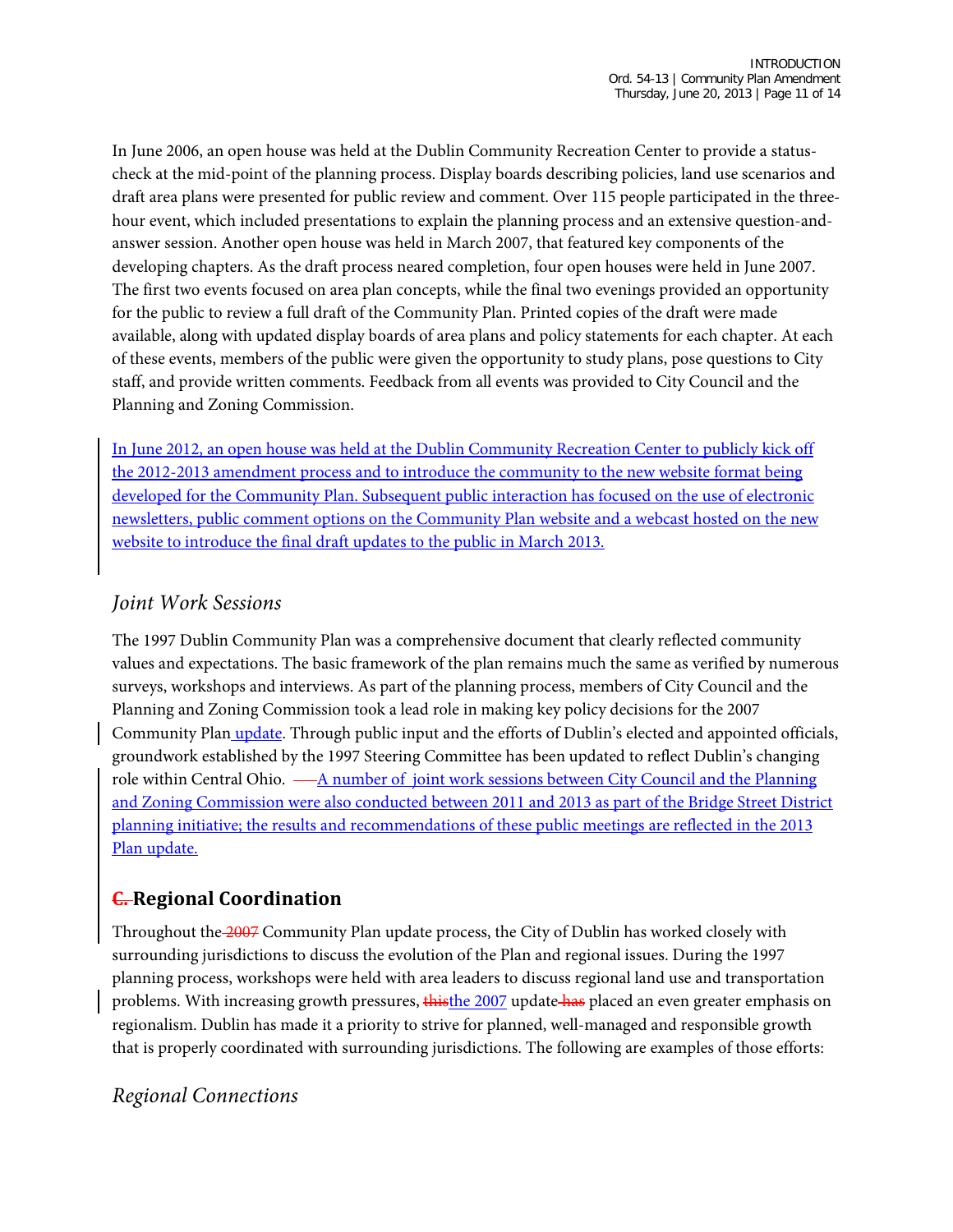In June 2006, an open house was held at the Dublin Community Recreation Center to provide a status-check at the mid-point of the planning process. Display boards describing policies, land use scenarios and draft area plans were presented for public review and comment. Over 115 people participated in the three-hour event, which included presentations to explain the planning process and an extensive question-and-answer session. Another open house was held in March 2007, that featured key components of the developing chapters. As the draft process neared completion, four open houses were held in June 2007. The first two events focused on area plan concepts, while the final two evenings provided an opportunity for the public to review a full draft of the Community Plan. Printed copies of the draft were made available, along with updated display boards of area plans and policy statements for each chapter. At each of these events, members of the public were given the opportunity to study plans, pose questions to City staff, and provide written comments. Feedback from all events was provided to City Council and the Planning and Zoning Commission.

In June 2012, an open house was held at the Dublin Community Recreation Center to publicly kick off the 2012-2013 amendment process and to introduce the community to the new website format being developed for the Community Plan. Subsequent public interaction has focused on the use of electronic newsletters, public comment options on the Community Plan website and a webcast hosted on the new website to introduce the final draft updates to the public in March 2013.

### *Joint Work Sessions*

The 1997 Dublin Community Plan was a comprehensive document that clearly reflected community values and expectations. The basic framework of the plan remains much the same as verified by numerous surveys, workshops and interviews. As part of the planning process, members of City Council and the Planning and Zoning Commission took a lead role in making key policy decisions for the 2007 Community Plan update. Through public input and the efforts of Dublin's elected and appointed officials, groundwork established by the 1997 Steering Committee has been updated to reflect Dublin's changing role within Central Ohio. A number of joint work sessions between City Council and the Planning and Zoning Commission were also conducted between 2011 and 2013 as part of the Bridge Street District planning initiative; the results and recommendations of these public meetings are reflected in the 2013 Plan update.

## ~~C.~~ Regional Coordination

Throughout the ~~2007~~ Community Plan update process, the City of Dublin has worked closely with surrounding jurisdictions to discuss the evolution of the Plan and regional issues. During the 1997 planning process, workshops were held with area leaders to discuss regional land use and transportation problems. With increasing growth pressures, ~~this~~the 2007 update ~~has~~ placed an even greater emphasis on regionalism. Dublin has made it a priority to strive for planned, well-managed and responsible growth that is properly coordinated with surrounding jurisdictions. The following are examples of those efforts:

### *Regional Connections*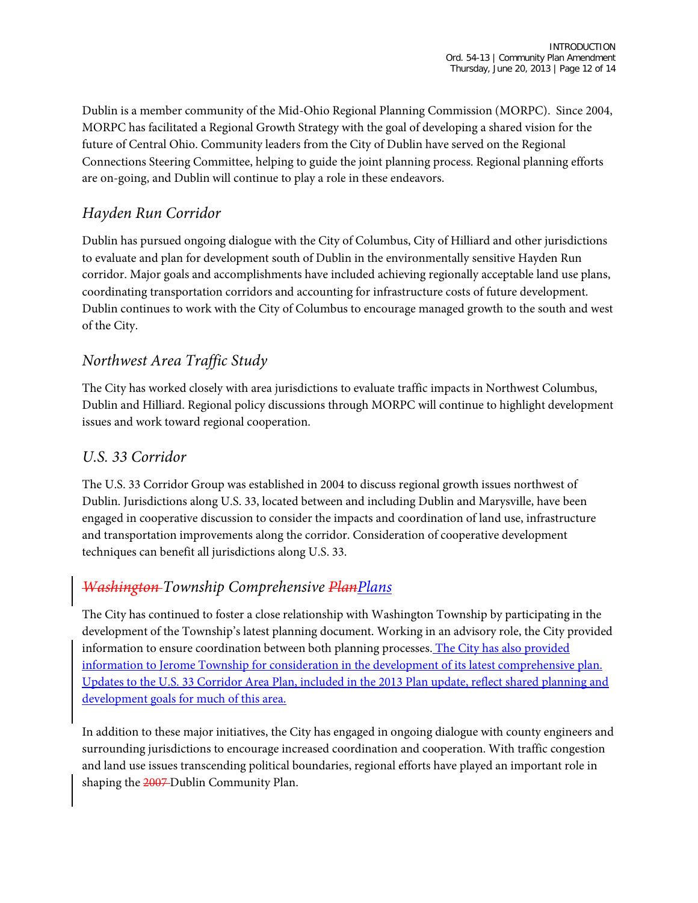Dublin is a member community of the Mid-Ohio Regional Planning Commission (MORPC). Since 2004, MORPC has facilitated a Regional Growth Strategy with the goal of developing a shared vision for the future of Central Ohio. Community leaders from the City of Dublin have served on the Regional Connections Steering Committee, helping to guide the joint planning process. Regional planning efforts are on-going, and Dublin will continue to play a role in these endeavors.

## *Hayden Run Corridor*

Dublin has pursued ongoing dialogue with the City of Columbus, City of Hilliard and other jurisdictions to evaluate and plan for development south of Dublin in the environmentally sensitive Hayden Run corridor. Major goals and accomplishments have included achieving regionally acceptable land use plans, coordinating transportation corridors and accounting for infrastructure costs of future development. Dublin continues to work with the City of Columbus to encourage managed growth to the south and west of the City.

## *Northwest Area Traffic Study*

The City has worked closely with area jurisdictions to evaluate traffic impacts in Northwest Columbus, Dublin and Hilliard. Regional policy discussions through MORPC will continue to highlight development issues and work toward regional cooperation.

## *U.S. 33 Corridor*

The U.S. 33 Corridor Group was established in 2004 to discuss regional growth issues northwest of Dublin. Jurisdictions along U.S. 33, located between and including Dublin and Marysville, have been engaged in cooperative discussion to consider the impacts and coordination of land use, infrastructure and transportation improvements along the corridor. Consideration of cooperative development techniques can benefit all jurisdictions along U.S. 33.

## *~~Washington~~ Township Comprehensive ~~Plan~~Plans*

The City has continued to foster a close relationship with Washington Township by participating in the development of the Township's latest planning document. Working in an advisory role, the City provided information to ensure coordination between both planning processes. The City has also provided information to Jerome Township for consideration in the development of its latest comprehensive plan. Updates to the U.S. 33 Corridor Area Plan, included in the 2013 Plan update, reflect shared planning and development goals for much of this area.

In addition to these major initiatives, the City has engaged in ongoing dialogue with county engineers and surrounding jurisdictions to encourage increased coordination and cooperation. With traffic congestion and land use issues transcending political boundaries, regional efforts have played an important role in shaping the ~~2007~~ Dublin Community Plan.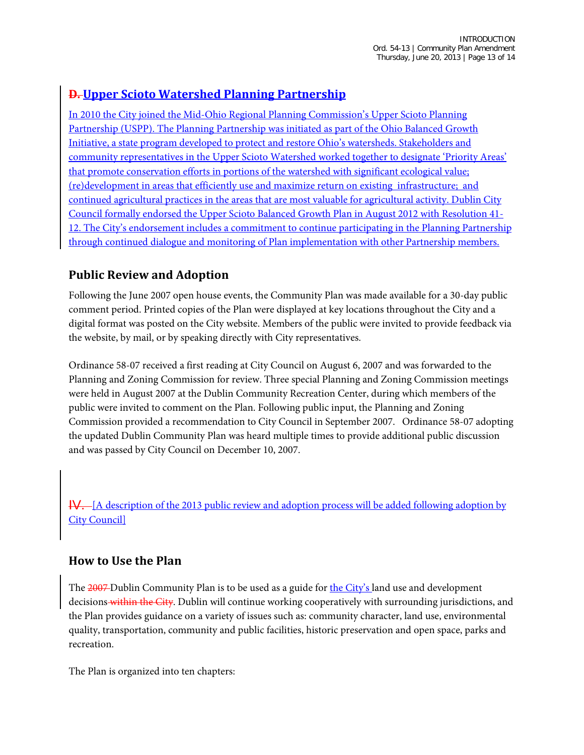## D. Upper Scioto Watershed Planning Partnership

In 2010 the City joined the Mid-Ohio Regional Planning Commission's Upper Scioto Planning Partnership (USPP). The Planning Partnership was initiated as part of the Ohio Balanced Growth Initiative, a state program developed to protect and restore Ohio's watersheds. Stakeholders and community representatives in the Upper Scioto Watershed worked together to designate 'Priority Areas' that promote conservation efforts in portions of the watershed with significant ecological value; (re)development in areas that efficiently use and maximize return on existing infrastructure; and continued agricultural practices in the areas that are most valuable for agricultural activity. Dublin City Council formally endorsed the Upper Scioto Balanced Growth Plan in August 2012 with Resolution 41-12. The City's endorsement includes a commitment to continue participating in the Planning Partnership through continued dialogue and monitoring of Plan implementation with other Partnership members.

## Public Review and Adoption

Following the June 2007 open house events, the Community Plan was made available for a 30-day public comment period. Printed copies of the Plan were displayed at key locations throughout the City and a digital format was posted on the City website. Members of the public were invited to provide feedback via the website, by mail, or by speaking directly with City representatives.

Ordinance 58-07 received a first reading at City Council on August 6, 2007 and was forwarded to the Planning and Zoning Commission for review. Three special Planning and Zoning Commission meetings were held in August 2007 at the Dublin Community Recreation Center, during which members of the public were invited to comment on the Plan. Following public input, the Planning and Zoning Commission provided a recommendation to City Council in September 2007. Ordinance 58-07 adopting the updated Dublin Community Plan was heard multiple times to provide additional public discussion and was passed by City Council on December 10, 2007.

IV. [A description of the 2013 public review and adoption process will be added following adoption by City Council]

## How to Use the Plan

The 2007 Dublin Community Plan is to be used as a guide for the City's land use and development decisions within the City. Dublin will continue working cooperatively with surrounding jurisdictions, and the Plan provides guidance on a variety of issues such as: community character, land use, environmental quality, transportation, community and public facilities, historic preservation and open space, parks and recreation.

The Plan is organized into ten chapters: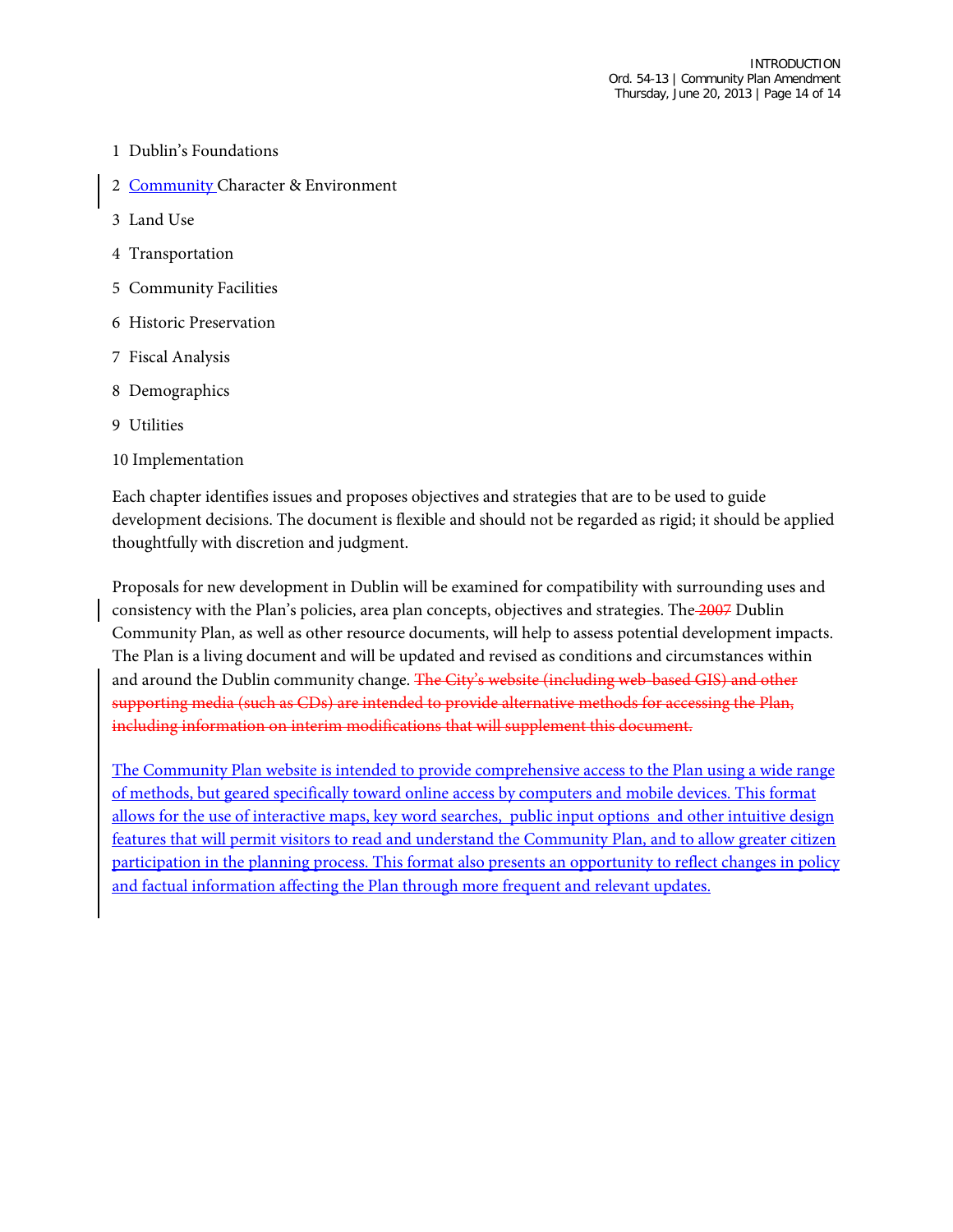1 Dublin's Foundations

2 Community Character & Environment

3 Land Use

4 Transportation

5 Community Facilities

6 Historic Preservation

7 Fiscal Analysis

8 Demographics

9 Utilities

10 Implementation

Each chapter identifies issues and proposes objectives and strategies that are to be used to guide development decisions. The document is flexible and should not be regarded as rigid; it should be applied thoughtfully with discretion and judgment.

Proposals for new development in Dublin will be examined for compatibility with surrounding uses and consistency with the Plan's policies, area plan concepts, objectives and strategies. The ~~2007~~ Dublin Community Plan, as well as other resource documents, will help to assess potential development impacts. The Plan is a living document and will be updated and revised as conditions and circumstances within and around the Dublin community change. ~~The City's website (including web-based GIS) and other supporting media (such as CDs) are intended to provide alternative methods for accessing the Plan, including information on interim modifications that will supplement this document.~~

The Community Plan website is intended to provide comprehensive access to the Plan using a wide range of methods, but geared specifically toward online access by computers and mobile devices. This format allows for the use of interactive maps, key word searches, public input options and other intuitive design features that will permit visitors to read and understand the Community Plan, and to allow greater citizen participation in the planning process. This format also presents an opportunity to reflect changes in policy and factual information affecting the Plan through more frequent and relevant updates.